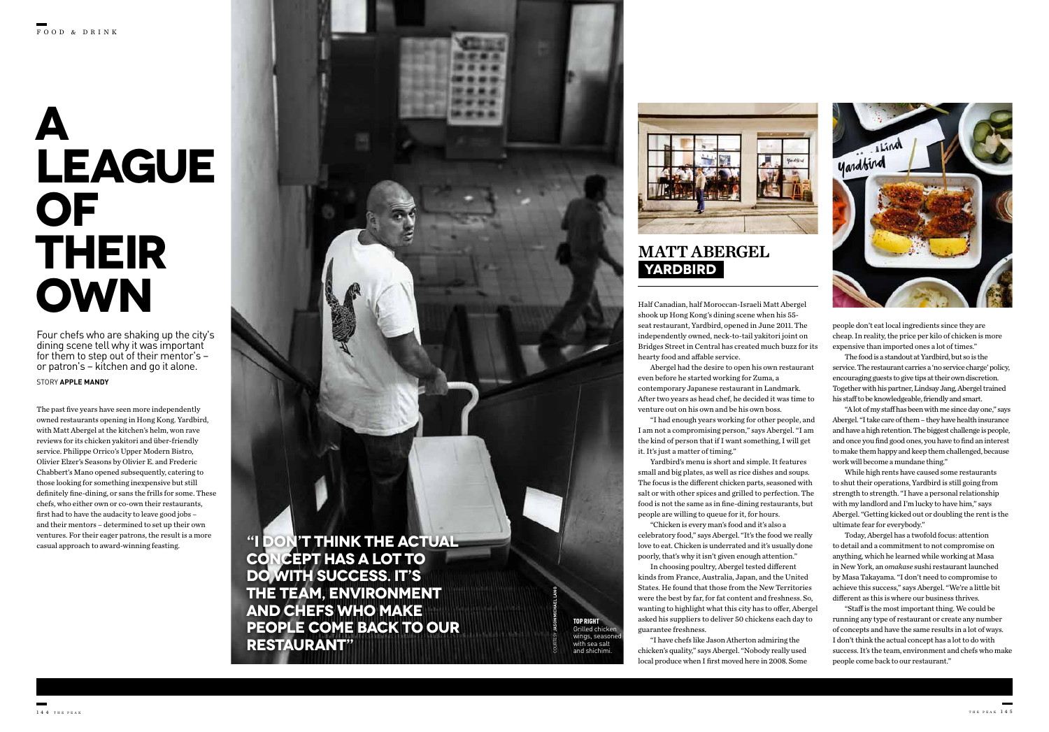# A LEAGUE OF THEIR OWN

Four chefs who are shaking up the city's dining scene tell why it was important for them to step out of their mentor's – or patron's – kitchen and go it alone.

STORY **APPLE MANDY**

The past five years have seen more independently owned restaurants opening in Hong Kong. Yardbird, with Matt Abergel at the kitchen's helm, won rave reviews for its chicken yakitori and über-friendly service. Philippe Orrico's Upper Modern Bistro, Olivier Elzer's Seasons by Olivier E. and Frederic Chabbert's Mano opened subsequently, catering to those looking for something inexpensive but still definitely fine-dining, or sans the frills for some. These chefs, who either own or co-own their restaurants, first had to have the audacity to leave good jobs – and their mentors – determined to set up their own ventures. For their eager patrons, the result is a more casual approach to award-winning feasting.

**"I DON'T THINK THE ACTUAL CONCEPT HAS A LOT TO DO WITH SUCCESS. IT'S THE TEAM, ENVIRONMENT AND CHEFS WHO MAKE PEOPLE COME BACK TO OUR RESTAURANT"**

COURTESY JASON MICHAEL LANG

**TOP RIGHT** Grilled chicken wings, seasoned with sea salt and shichimi.

## MATT ABERGEL
### YARDBIRD

Half Canadian, half Moroccan-Israeli Matt Abergel shook up Hong Kong's dining scene when his 55-seat restaurant, Yardbird, opened in June 2011. The independently owned, neck-to-tail yakitori joint on Bridges Street in Central has created much buzz for its hearty food and affable service.

Abergel had the desire to open his own restaurant even before he started working for Zuma, a contemporary Japanese restaurant in Landmark. After two years as head chef, he decided it was time to venture out on his own and be his own boss.

"I had enough years working for other people, and I am not a compromising person," says Abergel. "I am the kind of person that if I want something, I will get it. It's just a matter of timing."

Yardbird's menu is short and simple. It features small and big plates, as well as rice dishes and soups. The focus is the different chicken parts, seasoned with salt or with other spices and grilled to perfection. The food is not the same as in fine-dining restaurants, but people are willing to queue for it, for hours.

"Chicken is every man's food and it's also a celebratory food," says Abergel. "It's the food we really love to eat. Chicken is underrated and it's usually done poorly, that's why it isn't given enough attention."

In choosing poultry, Abergel tested different kinds from France, Australia, Japan, and the United States. He found that those from the New Territories were the best by far, for fat content and freshness. So, wanting to highlight what this city has to offer, Abergel asked his suppliers to deliver 50 chickens each day to guarantee freshness.

"I have chefs like Jason Atherton admiring the chicken's quality," says Abergel. "Nobody really used local produce when I first moved here in 2008. Some people don't eat local ingredients since they are cheap. In reality, the price per kilo of chicken is more expensive than imported ones a lot of times."

The food is a standout at Yardbird, but so is the service. The restaurant carries a 'no service charge' policy, encouraging guests to give tips at their own discretion. Together with his partner, Lindsay Jang, Abergel trained his staff to be knowledgeable, friendly and smart.

"A lot of my staff has been with me since day one," says Abergel. "I take care of them – they have health insurance and have a high retention. The biggest challenge is people, and once you find good ones, you have to find an interest to make them happy and keep them challenged, because work will become a mundane thing."

While high rents have caused some restaurants to shut their operations, Yardbird is still going from strength to strength. "I have a personal relationship with my landlord and I'm lucky to have him," says Abergel. "Getting kicked out or doubling the rent is the ultimate fear for everybody."

Today, Abergel has a twofold focus: attention to detail and a commitment to not compromise on anything, which he learned while working at Masa in New York, an *omakase* sushi restaurant launched by Masa Takayama. "I don't need to compromise to achieve this success," says Abergel. "We're a little bit different as this is where our business thrives.

"Staff is the most important thing. We could be running any type of restaurant or create any number of concepts and have the same results in a lot of ways. I don't think the actual concept has a lot to do with success. It's the team, environment and chefs who make people come back to our restaurant."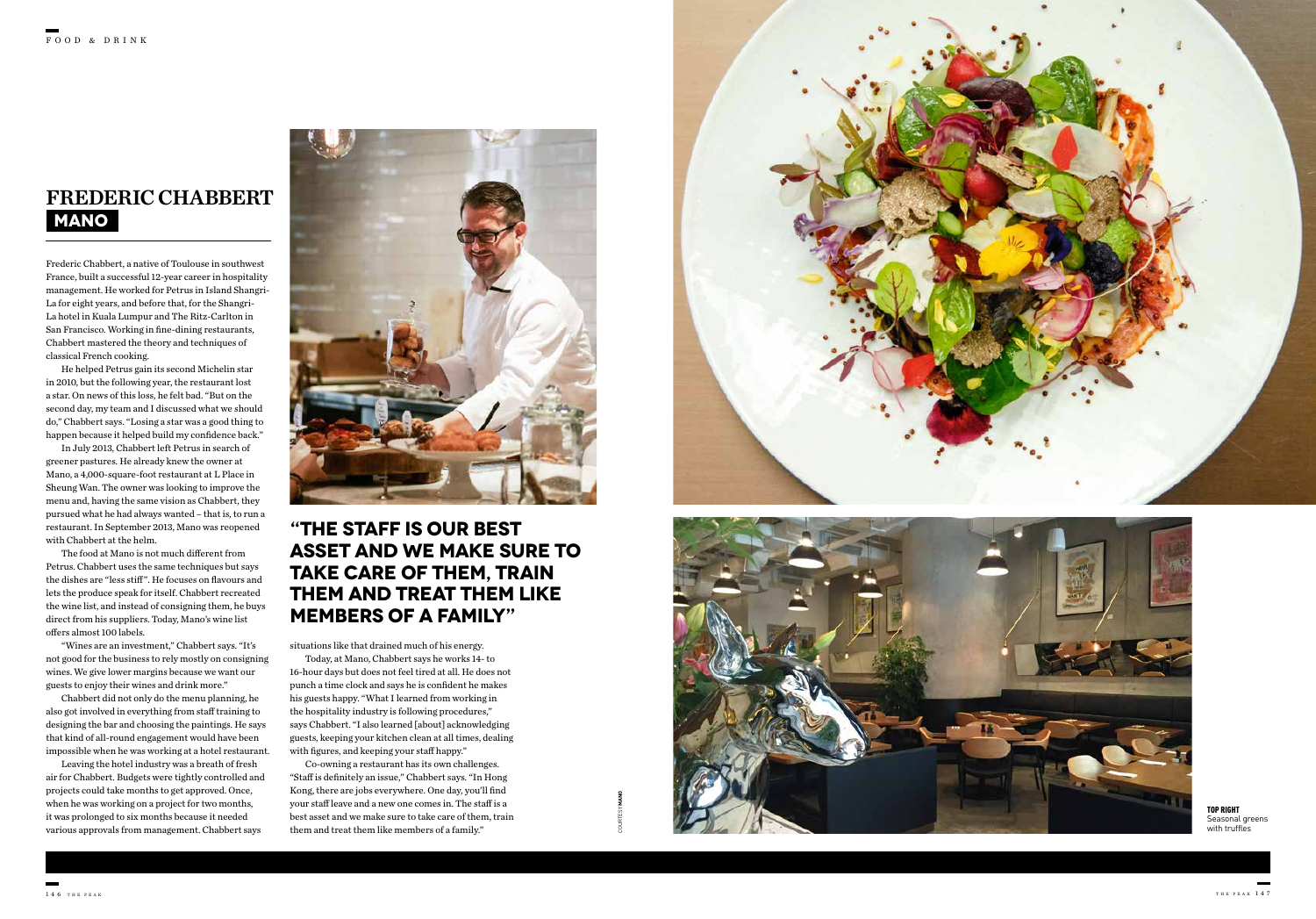## FREDERIC CHABBERT

**MANO**

Frederic Chabbert, a native of Toulouse in southwest France, built a successful 12-year career in hospitality management. He worked for Petrus in Island Shangri-La for eight years, and before that, for the Shangri-La hotel in Kuala Lumpur and The Ritz-Carlton in San Francisco. Working in fine-dining restaurants, Chabbert mastered the theory and techniques of classical French cooking.

He helped Petrus gain its second Michelin star in 2010, but the following year, the restaurant lost a star. On news of this loss, he felt bad. "But on the second day, my team and I discussed what we should do," Chabbert says. "Losing a star was a good thing to happen because it helped build my confidence back."

In July 2013, Chabbert left Petrus in search of greener pastures. He already knew the owner at Mano, a 4,000-square-foot restaurant at L Place in Sheung Wan. The owner was looking to improve the menu and, having the same vision as Chabbert, they pursued what he had always wanted – that is, to run a restaurant. In September 2013, Mano was reopened with Chabbert at the helm.

The food at Mano is not much different from Petrus. Chabbert uses the same techniques but says the dishes are "less stiff". He focuses on flavours and lets the produce speak for itself. Chabbert recreated the wine list, and instead of consigning them, he buys direct from his suppliers. Today, Mano's wine list offers almost 100 labels.

"Wines are an investment," Chabbert says. "It's not good for the business to rely mostly on consigning wines. We give lower margins because we want our guests to enjoy their wines and drink more."

Chabbert did not only do the menu planning, he also got involved in everything from staff training to designing the bar and choosing the paintings. He says that kind of all-round engagement would have been impossible when he was working at a hotel restaurant.

Leaving the hotel industry was a breath of fresh air for Chabbert. Budgets were tightly controlled and projects could take months to get approved. Once, when he was working on a project for two months, it was prolonged to six months because it needed various approvals from management. Chabbert says situations like that drained much of his energy.

Today, at Mano, Chabbert says he works 14- to 16-hour days but does not feel tired at all. He does not punch a time clock and says he is confident he makes his guests happy. "What I learned from working in the hospitality industry is following procedures," says Chabbert. "I also learned [about] acknowledging guests, keeping your kitchen clean at all times, dealing with figures, and keeping your staff happy."

Co-owning a restaurant has its own challenges. "Staff is definitely an issue," Chabbert says. "In Hong Kong, there are jobs everywhere. One day, you'll find your staff leave and a new one comes in. The staff is a best asset and we make sure to take care of them, train them and treat them like members of a family."

### "THE STAFF IS OUR BEST ASSET AND WE MAKE SURE TO TAKE CARE OF THEM, TRAIN THEM AND TREAT THEM LIKE MEMBERS OF A FAMILY"

COURTESY MANO

**TOP RIGHT** Seasonal greens with truffles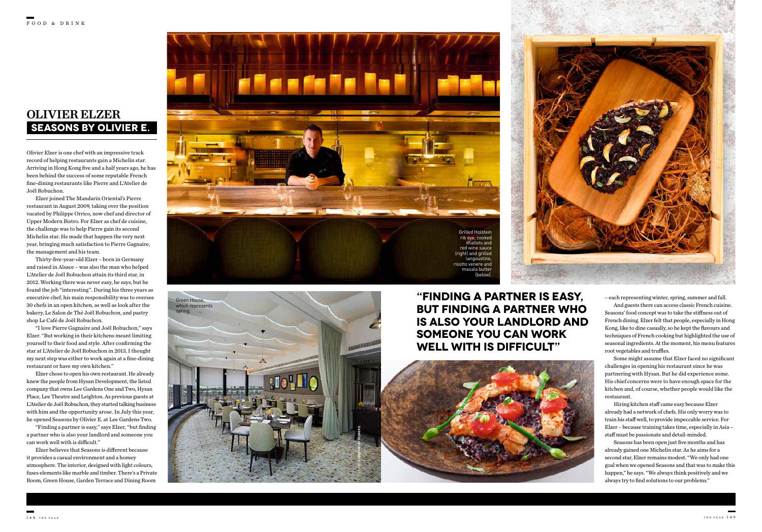# OLIVIER ELZER

## SEASONS BY OLIVIER E.

Olivier Elzer is one chef with an impressive track record of helping restaurants gain a Michelin star. Arriving in Hong Kong five and a half years ago, he has been behind the success of some reputable French fine-dining restaurants like Pierre and L'Atelier de Joël Robuchon.

Elzer joined The Mandarin Oriental's Pierre restaurant in August 2009, taking over the position vacated by Philippe Orrico, now chef and director of Upper Modern Bistro. For Elzer as chef de cuisine, the challenge was to help Pierre gain its second Michelin star. He made that happen the very next year, bringing much satisfaction to Pierre Gagnaire, the management and his team.

Thirty-five-year-old Elzer – born in Germany and raised in Alsace – was also the man who helped L'Atelier de Joël Robuchon attain its third star, in 2012. Working there was never easy, he says, but he found the job "interesting". During his three years as executive chef, his main responsibility was to oversee 30 chefs in an open kitchen, as well as look after the bakery, Le Salon de Thé Joël Robuchon, and pastry shop Le Café de Joël Robuchon.

"I love Pierre Gagnaire and Joël Robuchon," says Elzer. "But working in their kitchens meant limiting yourself to their food and style. After confirming the star at L'Atelier de Joël Robuchon in 2013, I thought my next step was either to work again at a fine-dining restaurant or have my own kitchen."

Elzer chose to open his own restaurant. He already knew the people from Hysan Development, the listed company that owns Lee Gardens One and Two, Hysan Place, Lee Theatre and Leighton. As previous guests at L'Atelier de Joël Robuchon, they started talking business with him and the opportunity arose. In July this year, he opened Seasons by Olivier E. at Lee Gardens Two.

"Finding a partner is easy," says Elzer, "but finding a partner who is also your landlord and someone you can work well with is difficult."

Elzer believes that Seasons is different because it provides a casual environment and a homey atmosphere. The interior, designed with light colours, fuses elements like marble and timber. There's a Private Room, Green House, Garden Terrace and Dining Room – each representing winter, spring, summer and fall.

Grilled Holstein rib eye, cooked shallots and red wine sauce (right) and grilled langoustine, risotto venere and masala butter (below).

Green House, which represents spring.

**"FINDING A PARTNER IS EASY, BUT FINDING A PARTNER WHO IS ALSO YOUR LANDLORD AND SOMEONE YOU CAN WORK WELL WITH IS DIFFICULT"**

And guests there can access classic French cuisine. Seasons' food concept was to take the stiffness out of French dining. Elzer felt that people, especially in Hong Kong, like to dine casually, so he kept the flavours and techniques of French cooking but highlighted the use of seasonal ingredients. At the moment, his menu features root vegetables and truffles.

Some might assume that Elzer faced no significant challenges in opening his restaurant since he was partnering with Hysan. But he did experience some. His chief concerns were to have enough space for the kitchen and, of course, whether people would like the restaurant.

Hiring kitchen staff came easy because Elzer already had a network of chefs. His only worry was to train his staff well, to provide impeccable service. For Elzer – because training takes time, especially in Asia – staff must be passionate and detail-minded.

Seasons has been open just five months and has already gained one Michelin star. As he aims for a second star, Elzer remains modest. "We only had one goal when we opened Seasons and that was to make this happen," he says. "We always think positively and we always try to find solutions to our problems."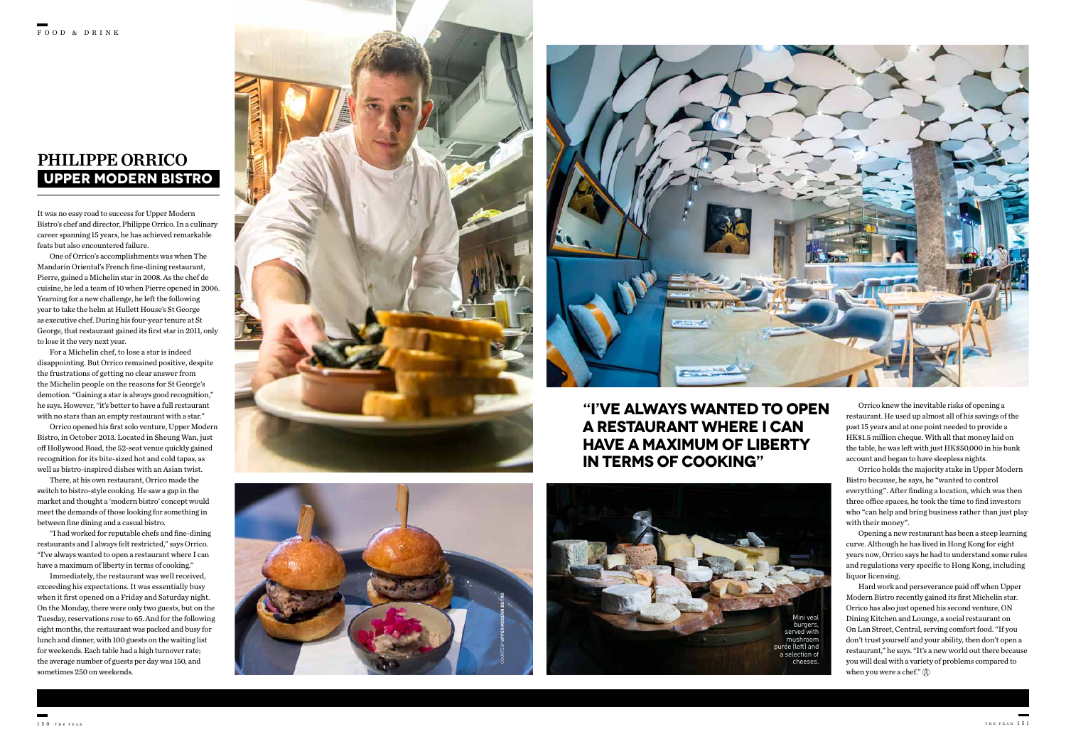# PHILIPPE ORRICO

## UPPER MODERN BISTRO

It was no easy road to success for Upper Modern Bistro's chef and director, Philippe Orrico. In a culinary career spanning 15 years, he has achieved remarkable feats but also encountered failure.

One of Orrico's accomplishments was when The Mandarin Oriental's French fine-dining restaurant, Pierre, gained a Michelin star in 2008. As the chef de cuisine, he led a team of 10 when Pierre opened in 2006. Yearning for a new challenge, he left the following year to take the helm at Hullett House's St George as executive chef. During his four-year tenure at St George, that restaurant gained its first star in 2011, only to lose it the very next year.

For a Michelin chef, to lose a star is indeed disappointing. But Orrico remained positive, despite the frustrations of getting no clear answer from the Michelin people on the reasons for St George's demotion. "Gaining a star is always good recognition," he says. However, "it's better to have a full restaurant with no stars than an empty restaurant with a star."

Orrico opened his first solo venture, Upper Modern Bistro, in October 2013. Located in Sheung Wan, just off Hollywood Road, the 52-seat venue quickly gained recognition for its bite-sized hot and cold tapas, as well as bistro-inspired dishes with an Asian twist.

There, at his own restaurant, Orrico made the switch to bistro-style cooking. He saw a gap in the market and thought a 'modern bistro' concept would meet the demands of those looking for something in between fine dining and a casual bistro.

"I had worked for reputable chefs and fine-dining restaurants and I always felt restricted," says Orrico. "I've always wanted to open a restaurant where I can have a maximum of liberty in terms of cooking."

Immediately, the restaurant was well received, exceeding his expectations. It was essentially busy when it first opened on a Friday and Saturday night. On the Monday, there were only two guests, but on the Tuesday, reservations rose to 65. And for the following eight months, the restaurant was packed and busy for lunch and dinner, with 100 guests on the waiting list for weekends. Each table had a high turnover rate; the average number of guests per day was 150, and sometimes 250 on weekends.

COURTESY UPPER MODERN BISTRO

> **"I'VE ALWAYS WANTED TO OPEN A RESTAURANT WHERE I CAN HAVE A MAXIMUM OF LIBERTY IN TERMS OF COOKING"**

Mini veal burgers, served with mushroom purée (left) and a selection of cheeses.

Orrico knew the inevitable risks of opening a restaurant. He used up almost all of his savings of the past 15 years and at one point needed to provide a HK$1.5 million cheque. With all that money laid on the table, he was left with just HK$50,000 in his bank account and began to have sleepless nights.

Orrico holds the majority stake in Upper Modern Bistro because, he says, he "wanted to control everything". After finding a location, which was then three office spaces, he took the time to find investors who "can help and bring business rather than just play with their money".

Opening a new restaurant has been a steep learning curve. Although he has lived in Hong Kong for eight years now, Orrico says he had to understand some rules and regulations very specific to Hong Kong, including liquor licensing.

Hard work and perseverance paid off when Upper Modern Bistro recently gained its first Michelin star. Orrico has also just opened his second venture, ON Dining Kitchen and Lounge, a social restaurant on On Lan Street, Central, serving comfort food. "If you don't trust yourself and your ability, then don't open a restaurant," he says. "It's a new world out there because you will deal with a variety of problems compared to when you were a chef."